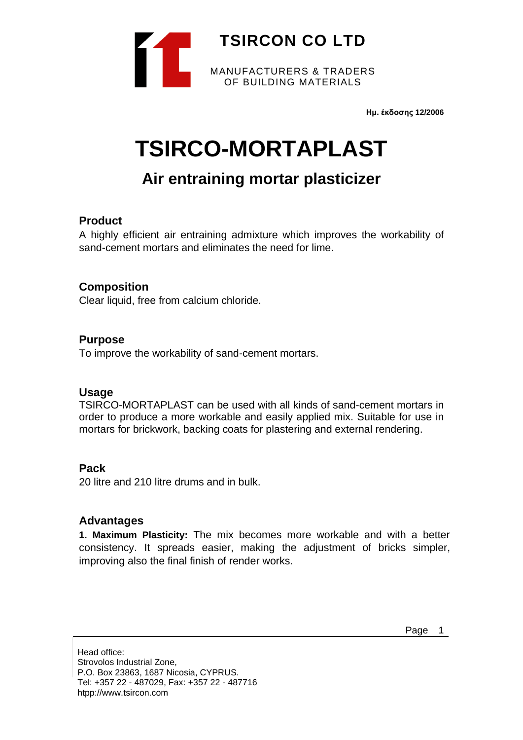**TSIRCON CO LTD**

MANUFACTURERS & TRADERS
OF BUILDING MATERIALS

**Ημ. έκδοσης 12/2006**

# TSIRCO-MORTAPLAST

## Air entraining mortar plasticizer

### Product

A highly efficient air entraining admixture which improves the workability of sand-cement mortars and eliminates the need for lime.

### Composition

Clear liquid, free from calcium chloride.

### Purpose

To improve the workability of sand-cement mortars.

### Usage

TSIRCO-MORTAPLAST can be used with all kinds of sand-cement mortars in order to produce a more workable and easily applied mix. Suitable for use in mortars for brickwork, backing coats for plastering and external rendering.

### Pack

20 litre and 210 litre drums and in bulk.

### Advantages

**1. Maximum Plasticity:** The mix becomes more workable and with a better consistency. It spreads easier, making the adjustment of bricks simpler, improving also the final finish of render works.

Head office:
Strovolos Industrial Zone,
P.O. Box 23863, 1687 Nicosia, CYPRUS.
Tel: +357 22 - 487029, Fax: +357 22 - 487716
htpp://www.tsircon.com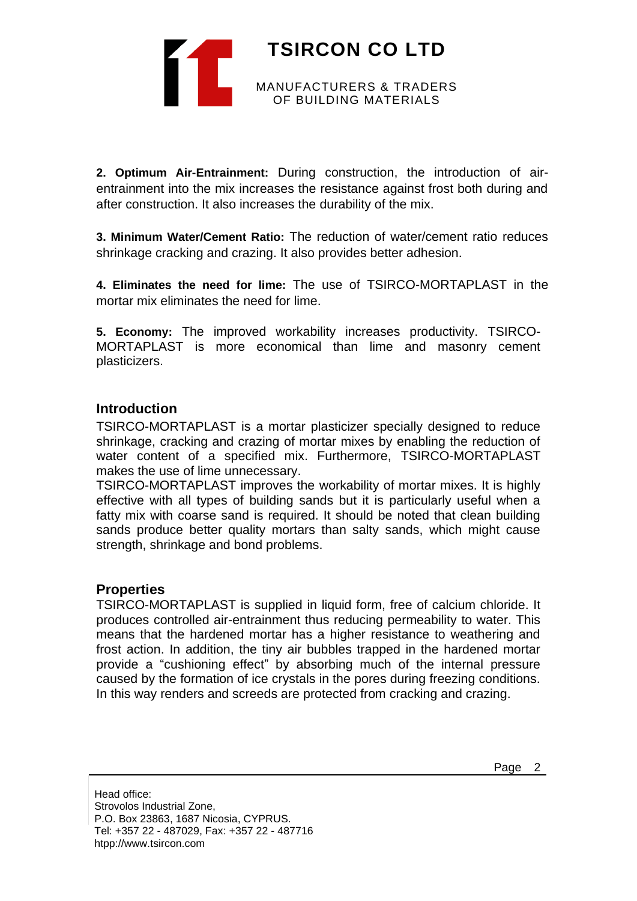**2. Optimum Air-Entrainment:** During construction, the introduction of air-entrainment into the mix increases the resistance against frost both during and after construction. It also increases the durability of the mix.

**3. Minimum Water/Cement Ratio:** The reduction of water/cement ratio reduces shrinkage cracking and crazing. It also provides better adhesion.

**4. Eliminates the need for lime:** The use of TSIRCO-MORTAPLAST in the mortar mix eliminates the need for lime.

**5. Economy:** The improved workability increases productivity. TSIRCO-MORTAPLAST is more economical than lime and masonry cement plasticizers.

## Introduction

TSIRCO-MORTAPLAST is a mortar plasticizer specially designed to reduce shrinkage, cracking and crazing of mortar mixes by enabling the reduction of water content of a specified mix. Furthermore, TSIRCO-MORTAPLAST makes the use of lime unnecessary.

TSIRCO-MORTAPLAST improves the workability of mortar mixes. It is highly effective with all types of building sands but it is particularly useful when a fatty mix with coarse sand is required. It should be noted that clean building sands produce better quality mortars than salty sands, which might cause strength, shrinkage and bond problems.

## Properties

TSIRCO-MORTAPLAST is supplied in liquid form, free of calcium chloride. It produces controlled air-entrainment thus reducing permeability to water. This means that the hardened mortar has a higher resistance to weathering and frost action. In addition, the tiny air bubbles trapped in the hardened mortar provide a "cushioning effect" by absorbing much of the internal pressure caused by the formation of ice crystals in the pores during freezing conditions. In this way renders and screeds are protected from cracking and crazing.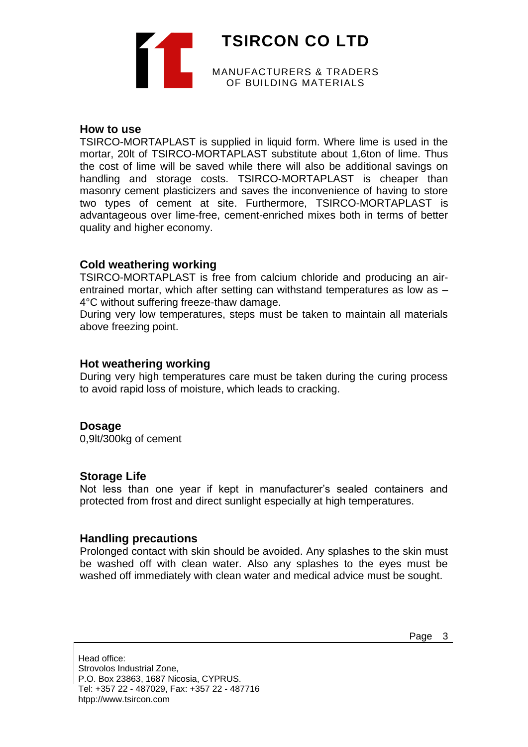## How to use

TSIRCO-MORTAPLAST is supplied in liquid form. Where lime is used in the mortar, 20lt of TSIRCO-MORTAPLAST substitute about 1,6ton of lime. Thus the cost of lime will be saved while there will also be additional savings on handling and storage costs. TSIRCO-MORTAPLAST is cheaper than masonry cement plasticizers and saves the inconvenience of having to store two types of cement at site. Furthermore, TSIRCO-MORTAPLAST is advantageous over lime-free, cement-enriched mixes both in terms of better quality and higher economy.

## Cold weathering working

TSIRCO-MORTAPLAST is free from calcium chloride and producing an air-entrained mortar, which after setting can withstand temperatures as low as –4°C without suffering freeze-thaw damage.

During very low temperatures, steps must be taken to maintain all materials above freezing point.

## Hot weathering working

During very high temperatures care must be taken during the curing process to avoid rapid loss of moisture, which leads to cracking.

## Dosage

0,9lt/300kg of cement

## Storage Life

Not less than one year if kept in manufacturer's sealed containers and protected from frost and direct sunlight especially at high temperatures.

## Handling precautions

Prolonged contact with skin should be avoided. Any splashes to the skin must be washed off with clean water. Also any splashes to the eyes must be washed off immediately with clean water and medical advice must be sought.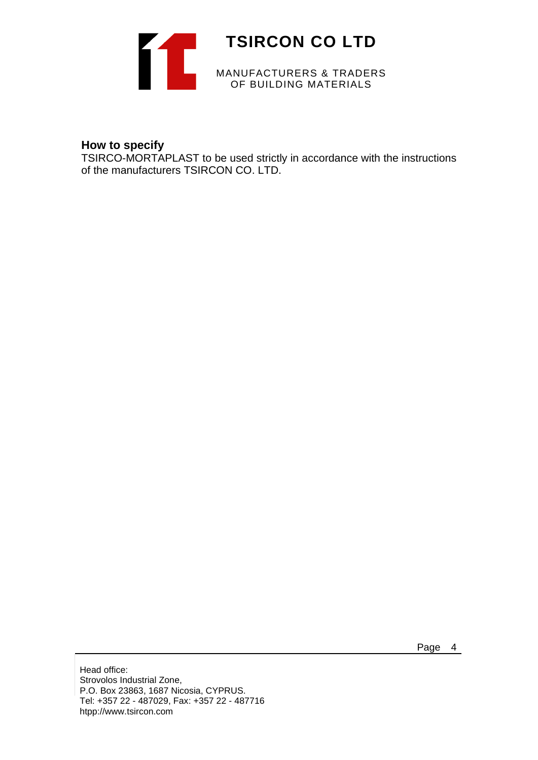## How to specify

TSIRCO-MORTAPLAST to be used strictly in accordance with the instructions of the manufacturers TSIRCON CO. LTD.